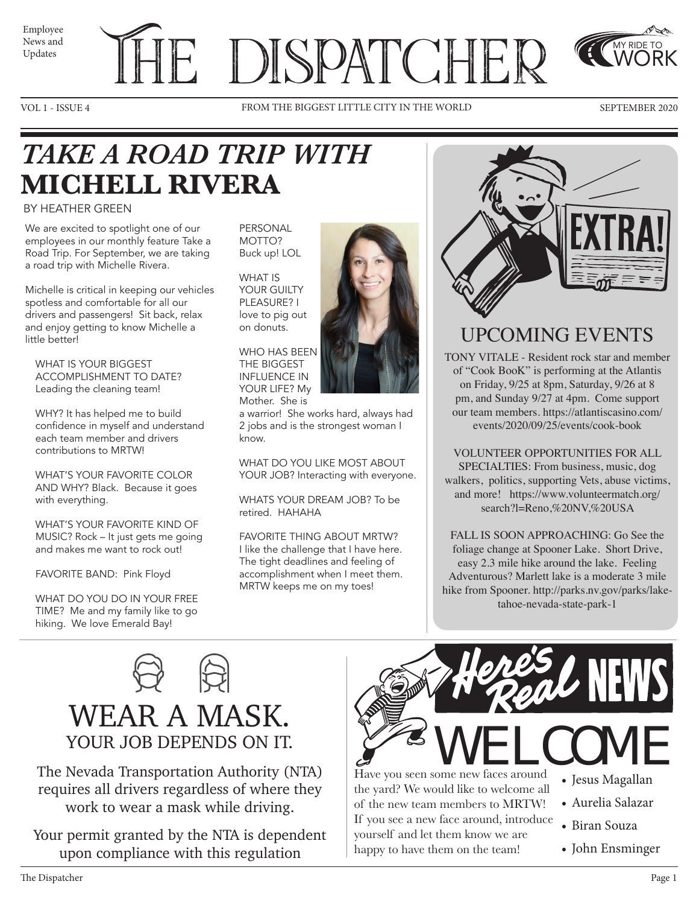Employee News and Updates

# THE DISPATCHER

MY RIDE TO WORK

FROM THE BIGGEST LITTLE CITY IN THE WORLD

SEPTEMBER 2020

## *TAKE A ROAD TRIP WITH* **MICHELL RIVERA**

BY HEATHER GREEN

We are excited to spotlight one of our employees in our monthly feature Take a Road Trip. For September, we are taking a road trip with Michelle Rivera.

Michelle is critical in keeping our vehicles spotless and comfortable for all our drivers and passengers! Sit back, relax and enjoy getting to know Michelle a little better!

WHAT IS YOUR BIGGEST ACCOMPLISHMENT TO DATE? Leading the cleaning team!

WHY? It has helped me to build confidence in myself and understand each team member and drivers contributions to MRTW!

WHAT'S YOUR FAVORITE COLOR AND WHY? Black. Because it goes with everything.

WHAT'S YOUR FAVORITE KIND OF MUSIC? Rock – It just gets me going and makes me want to rock out!

FAVORITE BAND: Pink Floyd

WHAT DO YOU DO IN YOUR FREE TIME? Me and my family like to go hiking. We love Emerald Bay!

PERSONAL MOTTO? Buck up! LOL

WHAT IS YOUR GUILTY PLEASURE? I love to pig out on donuts.

WHO HAS BEEN THE BIGGEST INFLUENCE IN YOUR LIFE? My Mother. She is a warrior! She works hard, always had 2 jobs and is the strongest woman I know.

WHAT DO YOU LIKE MOST ABOUT YOUR JOB? Interacting with everyone.

WHATS YOUR DREAM JOB? To be retired. HAHAHA

FAVORITE THING ABOUT MRTW? I like the challenge that I have here. The tight deadlines and feeling of accomplishment when I meet them. MRTW keeps me on my toes!

## UPCOMING EVENTS

TONY VITALE - Resident rock star and member of "Cook BooK" is performing at the Atlantis on Friday, 9/25 at 8pm, Saturday, 9/26 at 8 pm, and Sunday 9/27 at 4pm. Come support our team members. https://atlantiscasino.com/events/2020/09/25/events/cook-book

VOLUNTEER OPPORTUNITIES FOR ALL SPECIALTIES: From business, music, dog walkers, politics, supporting Vets, abuse victims, and more! https://www.volunteermatch.org/search?l=Reno,%20NV,%20USA

FALL IS SOON APPROACHING: Go See the foliage change at Spooner Lake. Short Drive, easy 2.3 mile hike around the lake. Feeling Adventurous? Marlett lake is a moderate 3 mile hike from Spooner. http://parks.nv.gov/parks/lake-tahoe-nevada-state-park-1

## WEAR A MASK.

### YOUR JOB DEPENDS ON IT.

The Nevada Transportation Authority (NTA) requires all drivers regardless of where they work to wear a mask while driving.

Your permit granted by the NTA is dependent upon compliance with this regulation

## Here's Real NEWS

## WELCOME

Have you seen some new faces around the yard? We would like to welcome all of the new team members to MRTW! If you see a new face around, introduce yourself and let them know we are happy to have them on the team!

- Jesus Magallan
- Aurelia Salazar
- Biran Souza
- John Ensminger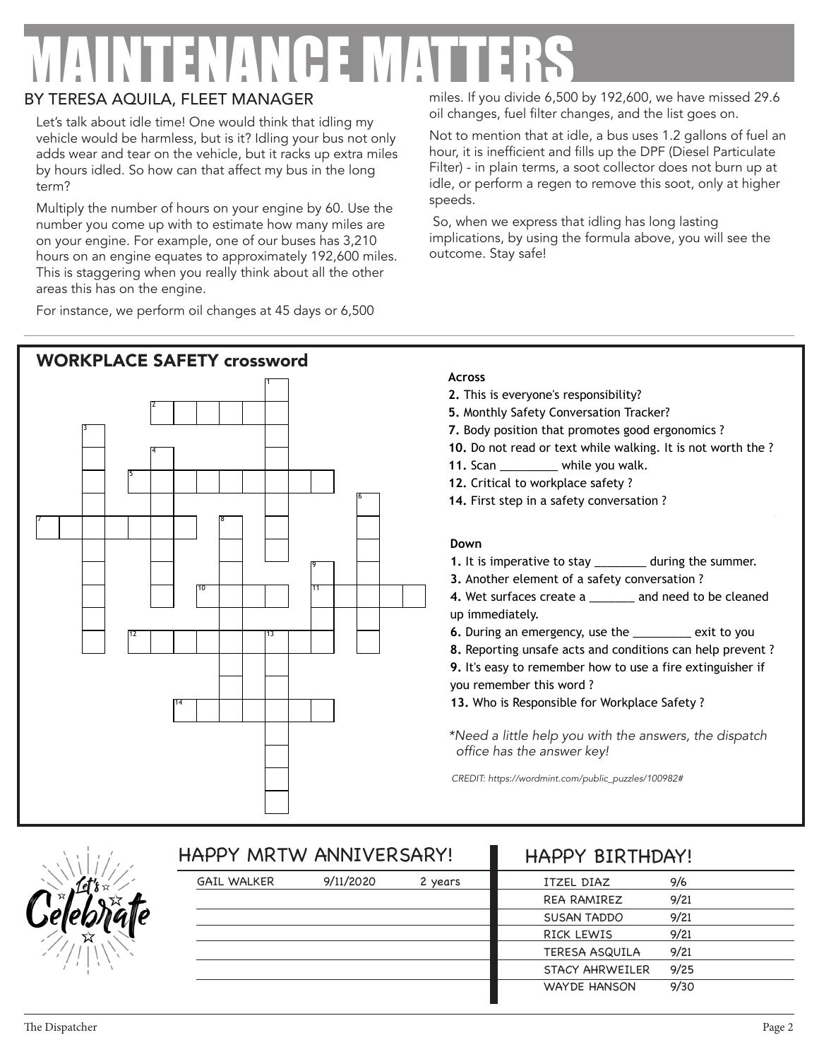# MAINTENANCE MATTERS

BY TERESA AQUILA, FLEET MANAGER

Let's talk about idle time! One would think that idling my vehicle would be harmless, but is it? Idling your bus not only adds wear and tear on the vehicle, but it racks up extra miles by hours idled. So how can that affect my bus in the long term?

Multiply the number of hours on your engine by 60. Use the number you come up with to estimate how many miles are on your engine. For example, one of our buses has 3,210 hours on an engine equates to approximately 192,600 miles. This is staggering when you really think about all the other areas this has on the engine.

For instance, we perform oil changes at 45 days or 6,500 miles. If you divide 6,500 by 192,600, we have missed 29.6 oil changes, fuel filter changes, and the list goes on.

Not to mention that at idle, a bus uses 1.2 gallons of fuel an hour, it is inefficient and fills up the DPF (Diesel Particulate Filter) - in plain terms, a soot collector does not burn up at idle, or perform a regen to remove this soot, only at higher speeds.

So, when we express that idling has long lasting implications, by using the formula above, you will see the outcome. Stay safe!

## WORKPLACE SAFETY crossword

**Across**

**2.** This is everyone's responsibility?
**5.** Monthly Safety Conversation Tracker?
**7.** Body position that promotes good ergonomics ?
**10.** Do not read or text while walking. It is not worth the ?
**11.** Scan _________ while you walk.
**12.** Critical to workplace safety ?
**14.** First step in a safety conversation ?

**Down**

**1.** It is imperative to stay ________ during the summer.
**3.** Another element of a safety conversation ?
**4.** Wet surfaces create a _______ and need to be cleaned up immediately.
**6.** During an emergency, use the _________ exit to you
**8.** Reporting unsafe acts and conditions can help prevent ?
**9.** It's easy to remember how to use a fire extinguisher if you remember this word ?
**13.** Who is Responsible for Workplace Safety ?

*\*Need a little help you with the answers, the dispatch office has the answer key!*

*CREDIT: https://wordmint.com/public_puzzles/100982#*

Let's Celebrate

## HAPPY MRTW ANNIVERSARY!

| | | |
|---|---|---|
| GAIL WALKER | 9/11/2020 | 2 years |

## HAPPY BIRTHDAY!

| | |
|---|---|
| ITZEL DIAZ | 9/6 |
| REA RAMIREZ | 9/21 |
| SUSAN TADDO | 9/21 |
| RICK LEWIS | 9/21 |
| TERESA ASQUILA | 9/21 |
| STACY AHRWEILER | 9/25 |
| WAYDE HANSON | 9/30 |